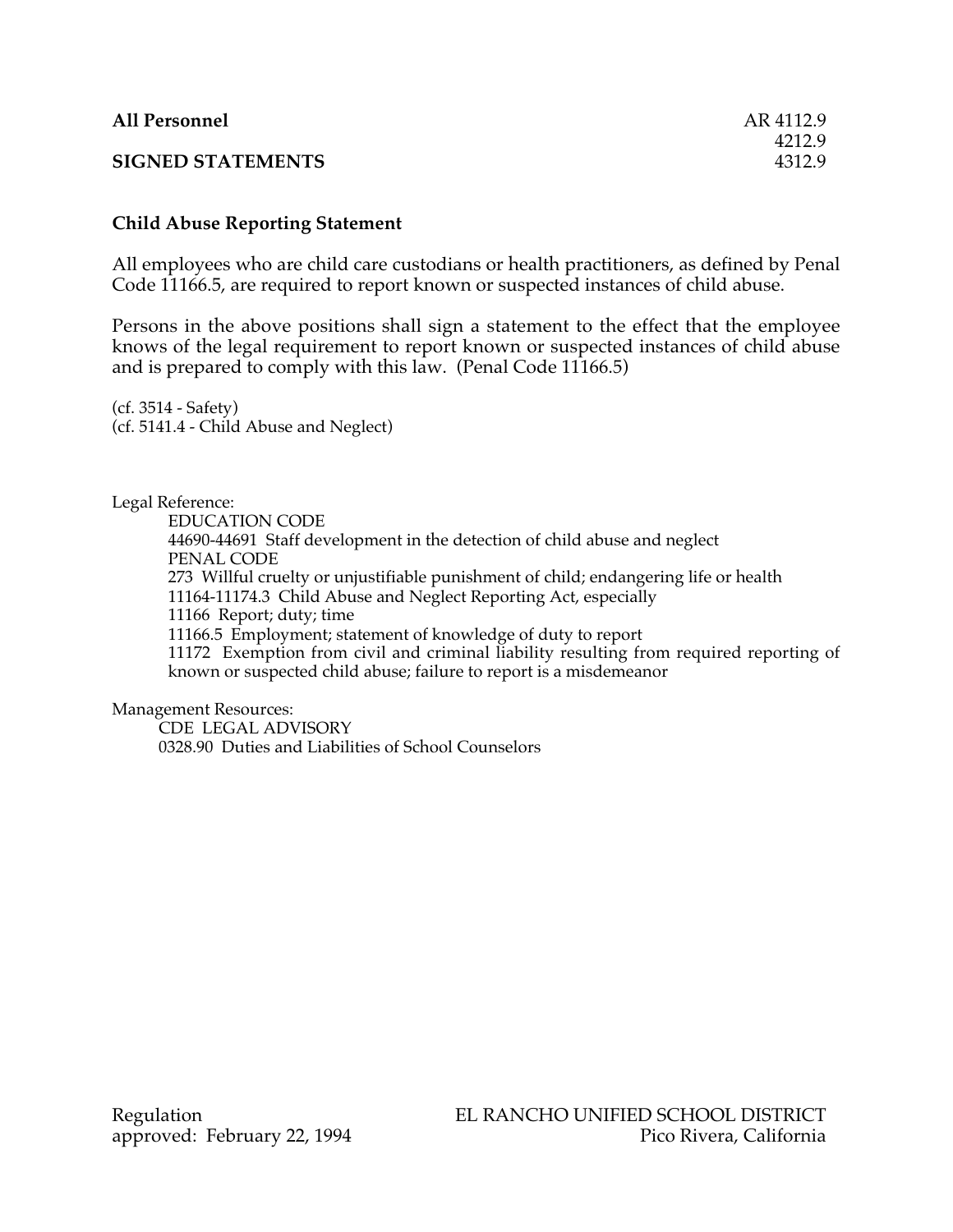**All Personnel** AR 4112.9
4212.9
**SIGNED STATEMENTS** 4312.9

**Child Abuse Reporting Statement**

All employees who are child care custodians or health practitioners, as defined by Penal Code 11166.5, are required to report known or suspected instances of child abuse.

Persons in the above positions shall sign a statement to the effect that the employee knows of the legal requirement to report known or suspected instances of child abuse and is prepared to comply with this law. (Penal Code 11166.5)

(cf. 3514 - Safety)
(cf. 5141.4 - Child Abuse and Neglect)

Legal Reference:

EDUCATION CODE
44690-44691 Staff development in the detection of child abuse and neglect
PENAL CODE
273 Willful cruelty or unjustifiable punishment of child; endangering life or health
11164-11174.3 Child Abuse and Neglect Reporting Act, especially
11166 Report; duty; time
11166.5 Employment; statement of knowledge of duty to report
11172 Exemption from civil and criminal liability resulting from required reporting of known or suspected child abuse; failure to report is a misdemeanor

Management Resources:

CDE LEGAL ADVISORY
0328.90 Duties and Liabilities of School Counselors

Regulation
approved: February 22, 1994

EL RANCHO UNIFIED SCHOOL DISTRICT
Pico Rivera, California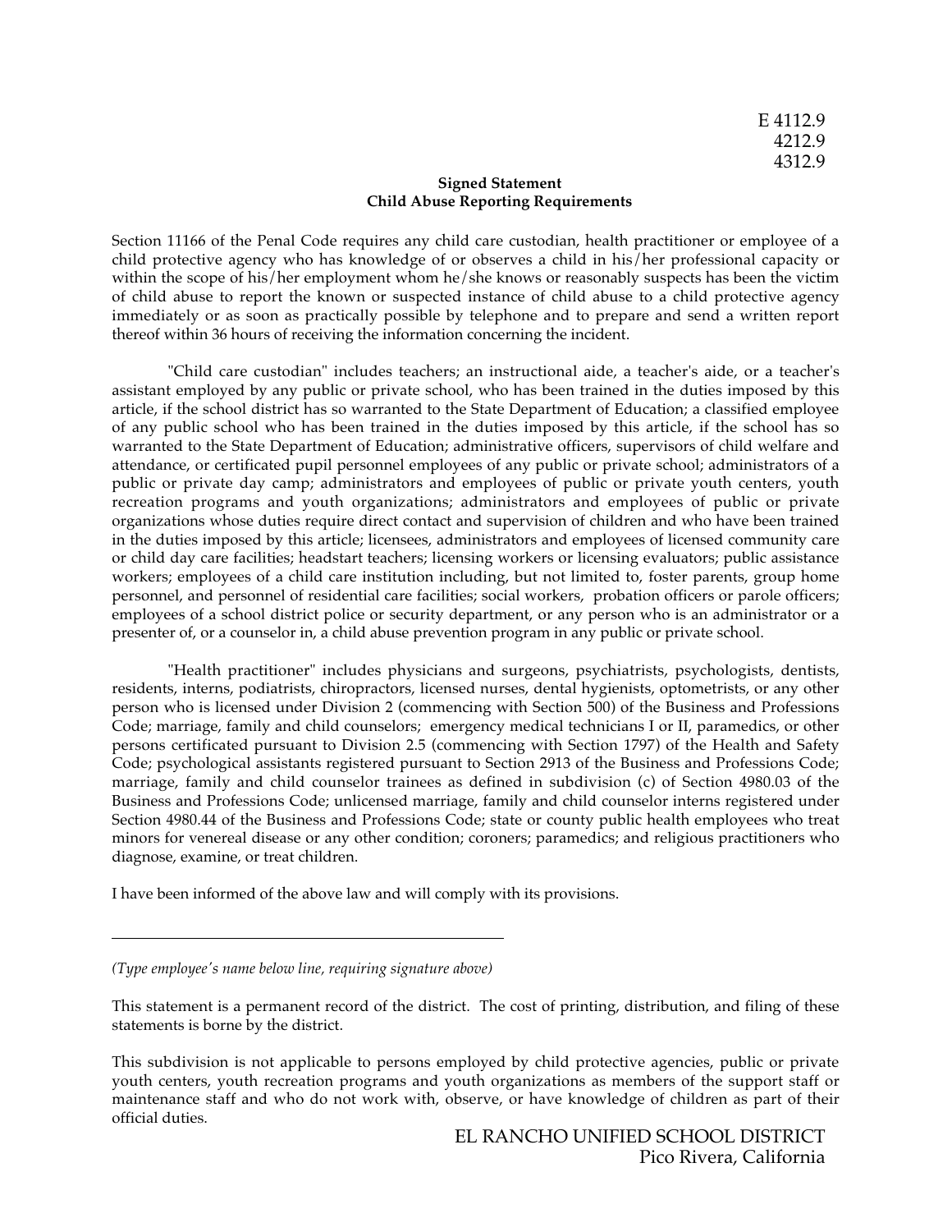E 4112.9
4212.9
4312.9

**Signed Statement**
**Child Abuse Reporting Requirements**

Section 11166 of the Penal Code requires any child care custodian, health practitioner or employee of a child protective agency who has knowledge of or observes a child in his/her professional capacity or within the scope of his/her employment whom he/she knows or reasonably suspects has been the victim of child abuse to report the known or suspected instance of child abuse to a child protective agency immediately or as soon as practically possible by telephone and to prepare and send a written report thereof within 36 hours of receiving the information concerning the incident.

"Child care custodian" includes teachers; an instructional aide, a teacher's aide, or a teacher's assistant employed by any public or private school, who has been trained in the duties imposed by this article, if the school district has so warranted to the State Department of Education; a classified employee of any public school who has been trained in the duties imposed by this article, if the school has so warranted to the State Department of Education; administrative officers, supervisors of child welfare and attendance, or certificated pupil personnel employees of any public or private school; administrators of a public or private day camp; administrators and employees of public or private youth centers, youth recreation programs and youth organizations; administrators and employees of public or private organizations whose duties require direct contact and supervision of children and who have been trained in the duties imposed by this article; licensees, administrators and employees of licensed community care or child day care facilities; headstart teachers; licensing workers or licensing evaluators; public assistance workers; employees of a child care institution including, but not limited to, foster parents, group home personnel, and personnel of residential care facilities; social workers, probation officers or parole officers; employees of a school district police or security department, or any person who is an administrator or a presenter of, or a counselor in, a child abuse prevention program in any public or private school.

"Health practitioner" includes physicians and surgeons, psychiatrists, psychologists, dentists, residents, interns, podiatrists, chiropractors, licensed nurses, dental hygienists, optometrists, or any other person who is licensed under Division 2 (commencing with Section 500) of the Business and Professions Code; marriage, family and child counselors; emergency medical technicians I or II, paramedics, or other persons certificated pursuant to Division 2.5 (commencing with Section 1797) of the Health and Safety Code; psychological assistants registered pursuant to Section 2913 of the Business and Professions Code; marriage, family and child counselor trainees as defined in subdivision (c) of Section 4980.03 of the Business and Professions Code; unlicensed marriage, family and child counselor interns registered under Section 4980.44 of the Business and Professions Code; state or county public health employees who treat minors for venereal disease or any other condition; coroners; paramedics; and religious practitioners who diagnose, examine, or treat children.

I have been informed of the above law and will comply with its provisions.

\_\_\_\_\_\_\_\_\_\_\_\_\_\_\_\_\_\_\_\_\_\_\_\_\_\_\_\_\_\_\_\_\_\_\_\_\_\_\_\_\_\_\_\_\_\_\_\_

*(Type employee's name below line, requiring signature above)*

This statement is a permanent record of the district. The cost of printing, distribution, and filing of these statements is borne by the district.

This subdivision is not applicable to persons employed by child protective agencies, public or private youth centers, youth recreation programs and youth organizations as members of the support staff or maintenance staff and who do not work with, observe, or have knowledge of children as part of their official duties.

EL RANCHO UNIFIED SCHOOL DISTRICT
Pico Rivera, California